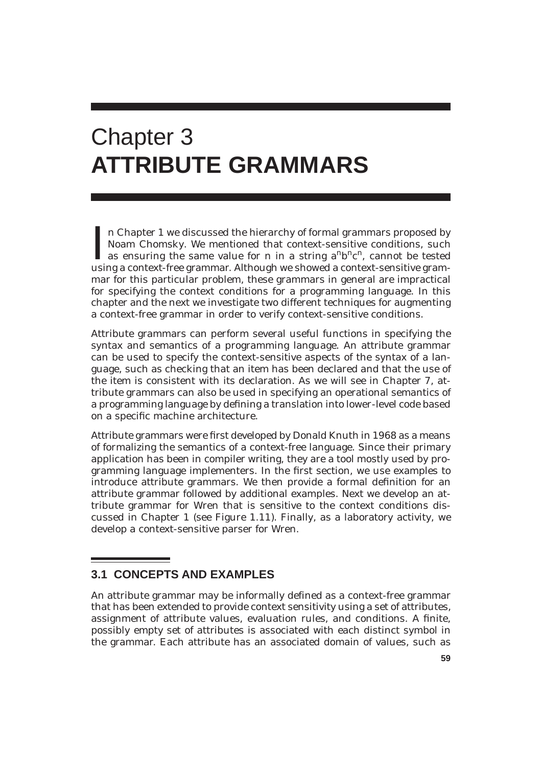# Chapter 3
# ATTRIBUTE GRAMMARS

In Chapter 1 we discussed the hierarchy of formal grammars proposed by Noam Chomsky. We mentioned that context-sensitive conditions, such as ensuring the same value for n in a string $a^nb^nc^n$, cannot be tested using a context-free grammar. Although we showed a context-sensitive grammar for this particular problem, these grammars in general are impractical for specifying the context conditions for a programming language. In this chapter and the next we investigate two different techniques for augmenting a context-free grammar in order to verify context-sensitive conditions.

Attribute grammars can perform several useful functions in specifying the syntax and semantics of a programming language. An attribute grammar can be used to specify the context-sensitive aspects of the syntax of a language, such as checking that an item has been declared and that the use of the item is consistent with its declaration. As we will see in Chapter 7, attribute grammars can also be used in specifying an operational semantics of a programming language by defining a translation into lower-level code based on a specific machine architecture.

Attribute grammars were first developed by Donald Knuth in 1968 as a means of formalizing the semantics of a context-free language. Since their primary application has been in compiler writing, they are a tool mostly used by programming language implementers. In the first section, we use examples to introduce attribute grammars. We then provide a formal definition for an attribute grammar followed by additional examples. Next we develop an attribute grammar for Wren that is sensitive to the context conditions discussed in Chapter 1 (see Figure 1.11). Finally, as a laboratory activity, we develop a context-sensitive parser for Wren.

## 3.1 CONCEPTS AND EXAMPLES

An attribute grammar may be informally defined as a context-free grammar that has been extended to provide context sensitivity using a set of attributes, assignment of attribute values, evaluation rules, and conditions. A finite, possibly empty set of attributes is associated with each distinct symbol in the grammar. Each attribute has an associated domain of values, such as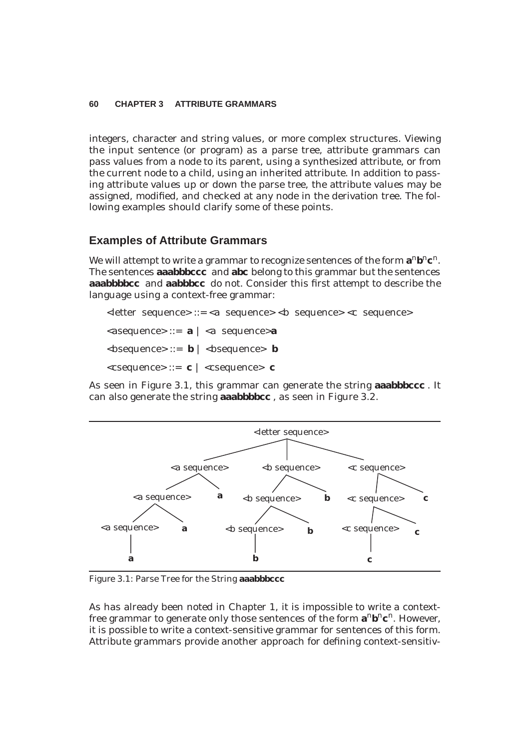integers, character and string values, or more complex structures. Viewing the input sentence (or program) as a parse tree, attribute grammars can pass values from a node to its parent, using a synthesized attribute, or from the current node to a child, using an inherited attribute. In addition to passing attribute values up or down the parse tree, the attribute values may be assigned, modified, and checked at any node in the derivation tree. The following examples should clarify some of these points.

## Examples of Attribute Grammars

We will attempt to write a grammar to recognize sentences of the form $\mathbf{a}^n\mathbf{b}^n\mathbf{c}^n$. The sentences **aaabbbccc** and **abc** belong to this grammar but the sentences **aaabbbbcc** and **aabbbcc** do not. Consider this first attempt to describe the language using a context-free grammar:

<letter sequence> ::= <a sequence> <b sequence> <c sequence>

<asequence> ::= **a** | <a sequence>**a**

<bsequence> ::= **b** | <bsequence> **b**

<csequence> ::= **c** | <csequence> **c**

As seen in Figure 3.1, this grammar can generate the string **aaabbbccc** . It can also generate the string **aaabbbbcc** , as seen in Figure 3.2.

```
                              <letter sequence>
                    /                 |                 \
          <a sequence>          <b sequence>          <c sequence>
           /        \            /        \            /        \
   <a sequence>      a    <b sequence>     b    <c sequence>     c
     /      \               /      \              /      \
<a sequence>  a      <b sequence>   b      <c sequence>   c
     |                      |                     |
     a                      b                     c
```

Figure 3.1: Parse Tree for the String **aaabbbccc**

As has already been noted in Chapter 1, it is impossible to write a context-free grammar to generate only those sentences of the form $\mathbf{a}^n\mathbf{b}^n\mathbf{c}^n$. However, it is possible to write a context-sensitive grammar for sentences of this form. Attribute grammars provide another approach for defining context-sensitiv-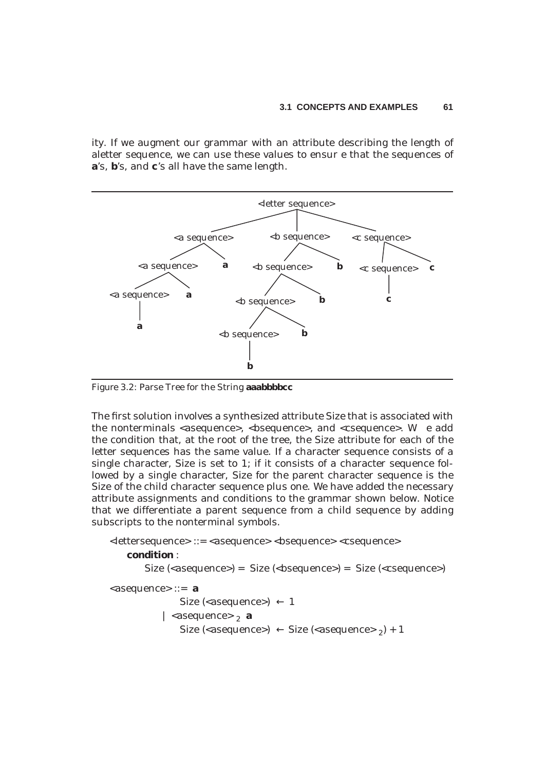ity. If we augment our grammar with an attribute describing the length of aletter sequence, we can use these values to ensur e that the sequences of **a**'s, **b**'s, and **c**'s all have the same length.

Figure 3.2: Parse Tree for the String **aaabbbbcc**

The first solution involves a synthesized attribute Size that is associated with the nonterminals <asequence>, <bsequence>, and <csequence>. W e add the condition that, at the root of the tree, the Size attribute for each of the letter sequences has the same value. If a character sequence consists of a single character, Size is set to 1; if it consists of a character sequence followed by a single character, Size for the parent character sequence is the Size of the child character sequence plus one. We have added the necessary attribute assignments and conditions to the grammar shown below. Notice that we differentiate a parent sequence from a child sequence by adding subscripts to the nonterminal symbols.

<lettersequence> ::= <asequence> <bsequence> <csequence>

**condition** :

Size (<asequence>) = Size (<bsequence>) = Size (<csequence>)

<asequence> ::= **a**

Size (<asequence>) ← 1

| <asequence>$_2$ **a**

Size (<asequence>) ← Size (<asequence>$_2$) + 1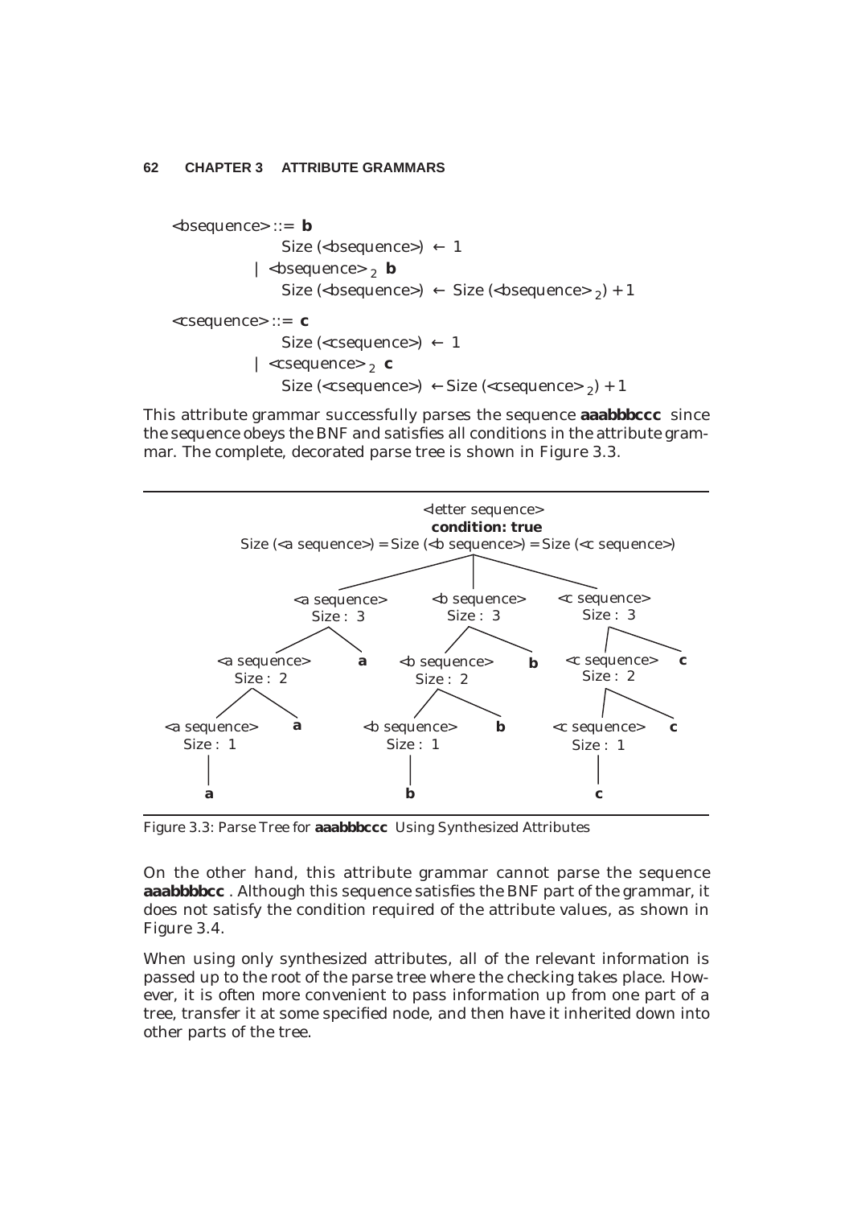```
<bsequence> ::= b
                Size (<bsequence>) ← 1
              | <bsequence>₂ b
                Size (<bsequence>) ← Size (<bsequence>₂) + 1
<csequence> ::= c
                Size (<csequence>) ← 1
              | <csequence>₂ c
                Size (<csequence>) ← Size (<csequence>₂) + 1
```

This attribute grammar successfully parses the sequence **aaabbbccc** since the sequence obeys the BNF and satisfies all conditions in the attribute grammar. The complete, decorated parse tree is shown in Figure 3.3.

```
                                   <letter sequence>
                                    condition: true
       Size (<a sequence>) = Size (<b sequence>) = Size (<c sequence>)

                    <a sequence>        <b sequence>        <c sequence>
                      Size : 3            Size : 3            Size : 3

        <a sequence>     a     <b sequence>     b     <c sequence>     c
          Size : 2               Size : 2               Size : 2

   <a sequence>   a      <b sequence>   b       <c sequence>   c
     Size : 1              Size : 1               Size : 1

       a                      b                       c
```

Figure 3.3: Parse Tree for **aaabbbccc** Using Synthesized Attributes

On the other hand, this attribute grammar cannot parse the sequence **aaabbbbcc** . Although this sequence satisfies the BNF part of the grammar, it does not satisfy the condition required of the attribute values, as shown in Figure 3.4.

When using only synthesized attributes, all of the relevant information is passed up to the root of the parse tree where the checking takes place. However, it is often more convenient to pass information up from one part of a tree, transfer it at some specified node, and then have it inherited down into other parts of the tree.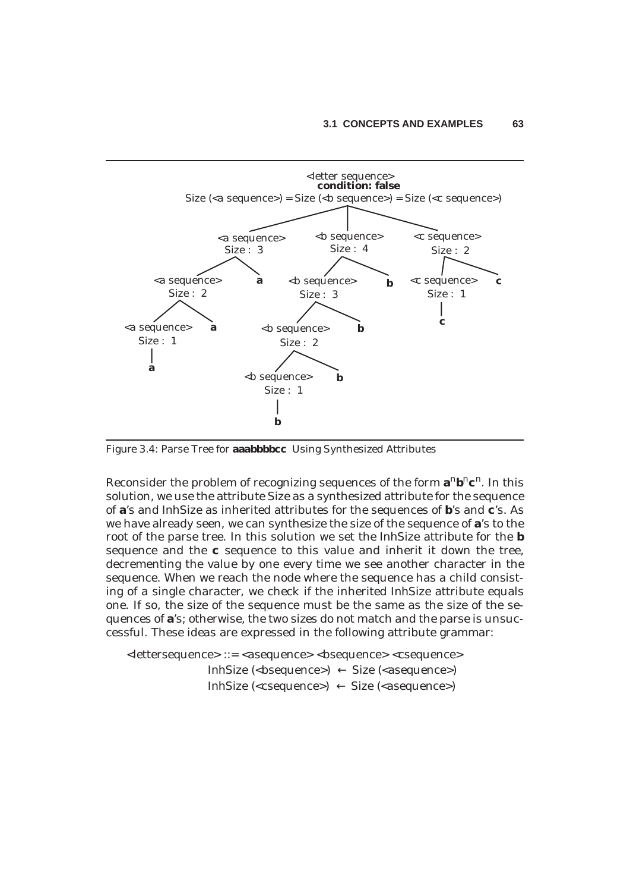```
                              <letter sequence>
                              condition: false
        Size (<a sequence>) = Size (<b sequence>) = Size (<c sequence>)

        <a sequence>            <b sequence>            <c sequence>
         Size : 3                Size : 4                Size : 2

   <a sequence>    a      <b sequence>    b      <c sequence>    c
    Size : 2               Size : 3               Size : 1
                                                     |
<a sequence>   a      <b sequence>   b               c
 Size : 1              Size : 2
    |
    a             <b sequence>   b
                   Size : 1
                      |
                      b
```

Figure 3.4: Parse Tree for **aaabbbbcc** Using Synthesized Attributes

Reconsider the problem of recognizing sequences of the form $\mathbf{a}^n\mathbf{b}^n\mathbf{c}^n$. In this solution, we use the attribute Size as a synthesized attribute for the sequence of **a**'s and InhSize as inherited attributes for the sequences of **b**'s and **c**'s. As we have already seen, we can synthesize the size of the sequence of **a**'s to the root of the parse tree. In this solution we set the InhSize attribute for the **b** sequence and the **c** sequence to this value and inherit it down the tree, decrementing the value by one every time we see another character in the sequence. When we reach the node where the sequence has a child consisting of a single character, we check if the inherited InhSize attribute equals one. If so, the size of the sequence must be the same as the size of the sequences of **a**'s; otherwise, the two sizes do not match and the parse is unsuccessful. These ideas are expressed in the following attribute grammar:

```
<lettersequence> ::= <asequence> <bsequence> <csequence>
              InhSize (<bsequence>) ← Size (<asequence>)
              InhSize (<csequence>) ← Size (<asequence>)
```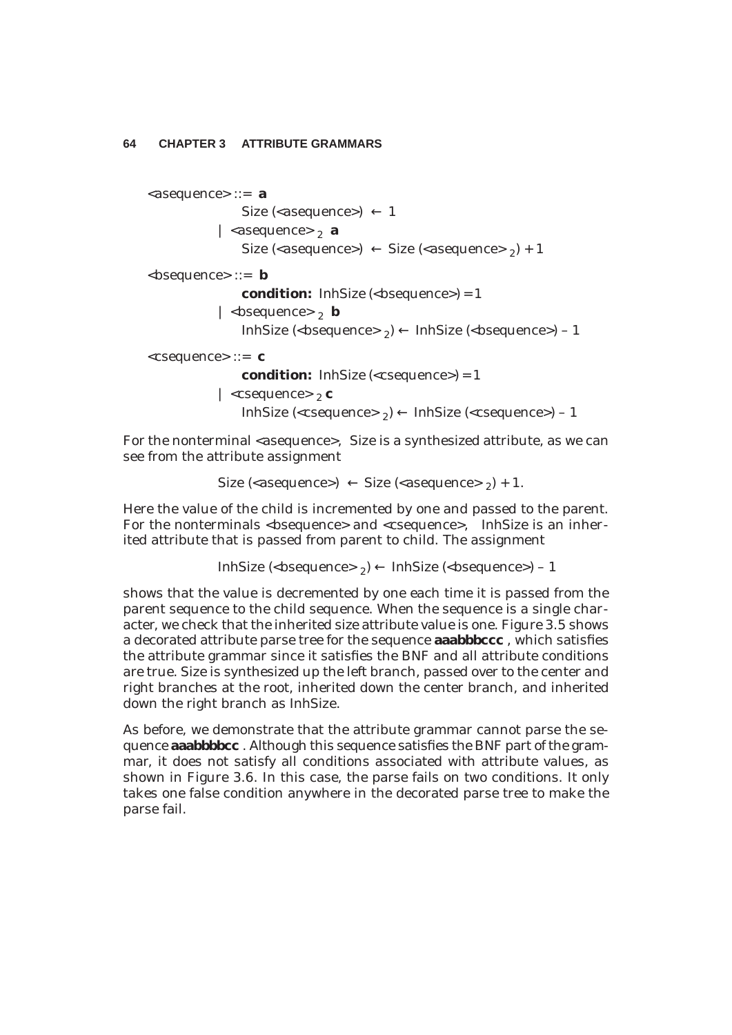```
<asequence> ::= a
                Size (<asequence>) ← 1
            | <asequence>₂ a
                Size (<asequence>) ← Size (<asequence>₂) + 1

<bsequence> ::= b
                condition: InhSize (<bsequence>) = 1
            | <bsequence>₂ b
                InhSize (<bsequence>₂) ← InhSize (<bsequence>) – 1

<csequence> ::= c
                condition: InhSize (<csequence>) = 1
            | <csequence>₂ c
                InhSize (<csequence>₂) ← InhSize (<csequence>) – 1
```

For the nonterminal <asequence>, Size is a synthesized attribute, as we can see from the attribute assignment

$$\text{Size}(\text{<asequence>}) \leftarrow \text{Size}(\text{<asequence>}_2) + 1.$$

Here the value of the child is incremented by one and passed to the parent. For the nonterminals <bsequence> and <csequence>, InhSize is an inherited attribute that is passed from parent to child. The assignment

$$\text{InhSize}(\text{<bsequence>}_2) \leftarrow \text{InhSize}(\text{<bsequence>}) - 1$$

shows that the value is decremented by one each time it is passed from the parent sequence to the child sequence. When the sequence is a single character, we check that the inherited size attribute value is one. Figure 3.5 shows a decorated attribute parse tree for the sequence **aaabbbccc** , which satisfies the attribute grammar since it satisfies the BNF and all attribute conditions are true. Size is synthesized up the left branch, passed over to the center and right branches at the root, inherited down the center branch, and inherited down the right branch as InhSize.

As before, we demonstrate that the attribute grammar cannot parse the sequence **aaabbbbcc** . Although this sequence satisfies the BNF part of the grammar, it does not satisfy all conditions associated with attribute values, as shown in Figure 3.6. In this case, the parse fails on two conditions. It only takes one false condition anywhere in the decorated parse tree to make the parse fail.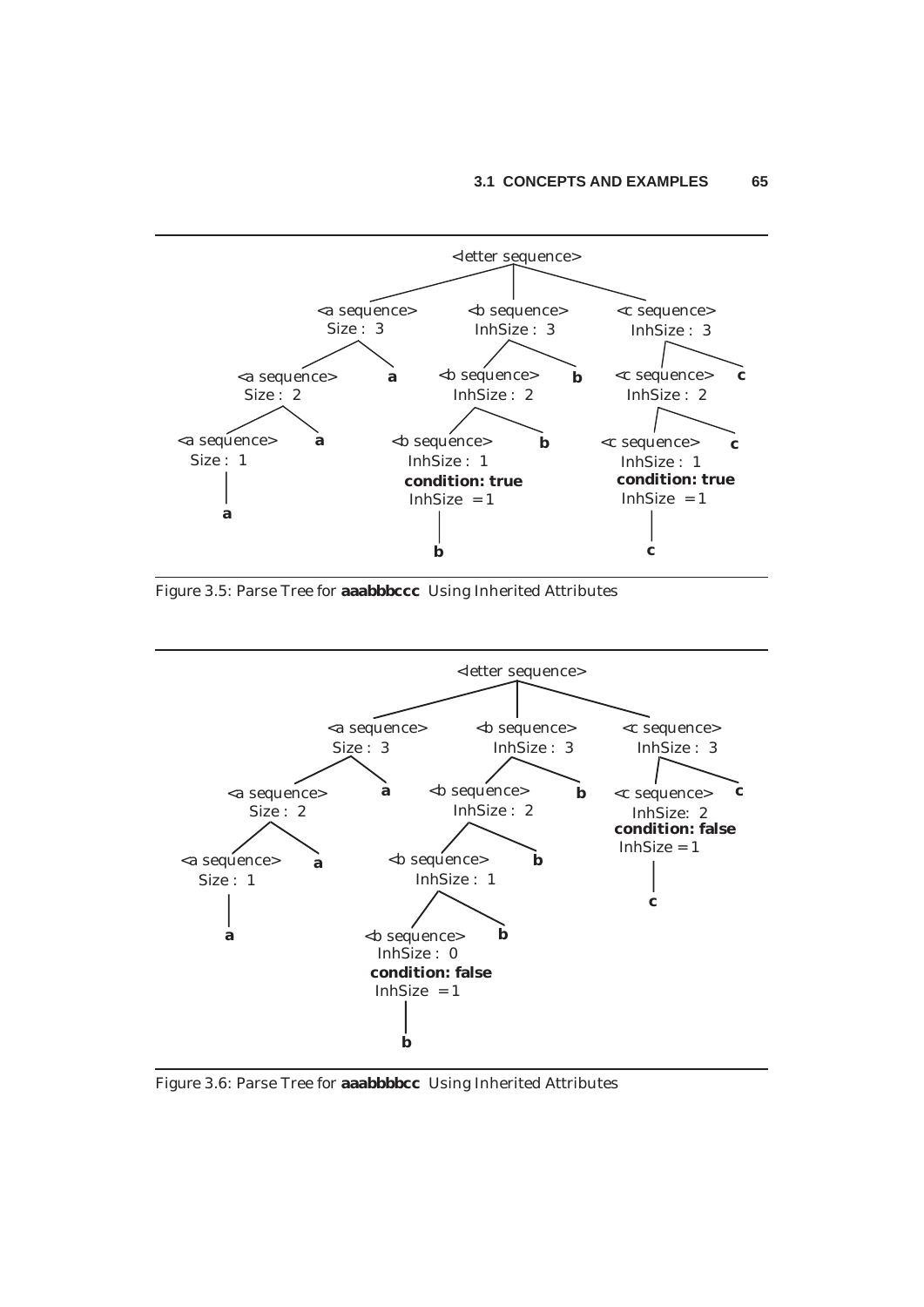```
                              <letter sequence>
                 /                   |                    \
        <a sequence>           <b sequence>           <c sequence>
          Size : 3              InhSize : 3            InhSize : 3
          /      \              /         \            /         \
  <a sequence>    a      <b sequence>      b     <c sequence>     c
    Size : 2              InhSize : 2              InhSize : 2
    /      \              /         \              /         \
<a sequence>  a     <b sequence>     b       <c sequence>     c
  Size : 1            InhSize : 1              InhSize : 1
     |                condition: true          condition: true
     a                InhSize = 1              InhSize = 1
                          |                        |
                          b                        c
```

Figure 3.5: Parse Tree for **aaabbbccc** Using Inherited Attributes

```
                              <letter sequence>
                 /                   |                    \
        <a sequence>           <b sequence>           <c sequence>
          Size : 3              InhSize : 3            InhSize : 3
          /      \              /         \            /         \
  <a sequence>    a      <b sequence>      b     <c sequence>     c
    Size : 2              InhSize : 2              InhSize: 2
    /      \              /         \              condition: false
<a sequence>  a     <b sequence>     b             InhSize = 1
  Size : 1            InhSize : 1                      |
     |                /         \                      c
     a         <b sequence>      b
                InhSize : 0
                condition: false
                InhSize = 1
                    |
                    b
```

Figure 3.6: Parse Tree for **aaabbbbcc** Using Inherited Attributes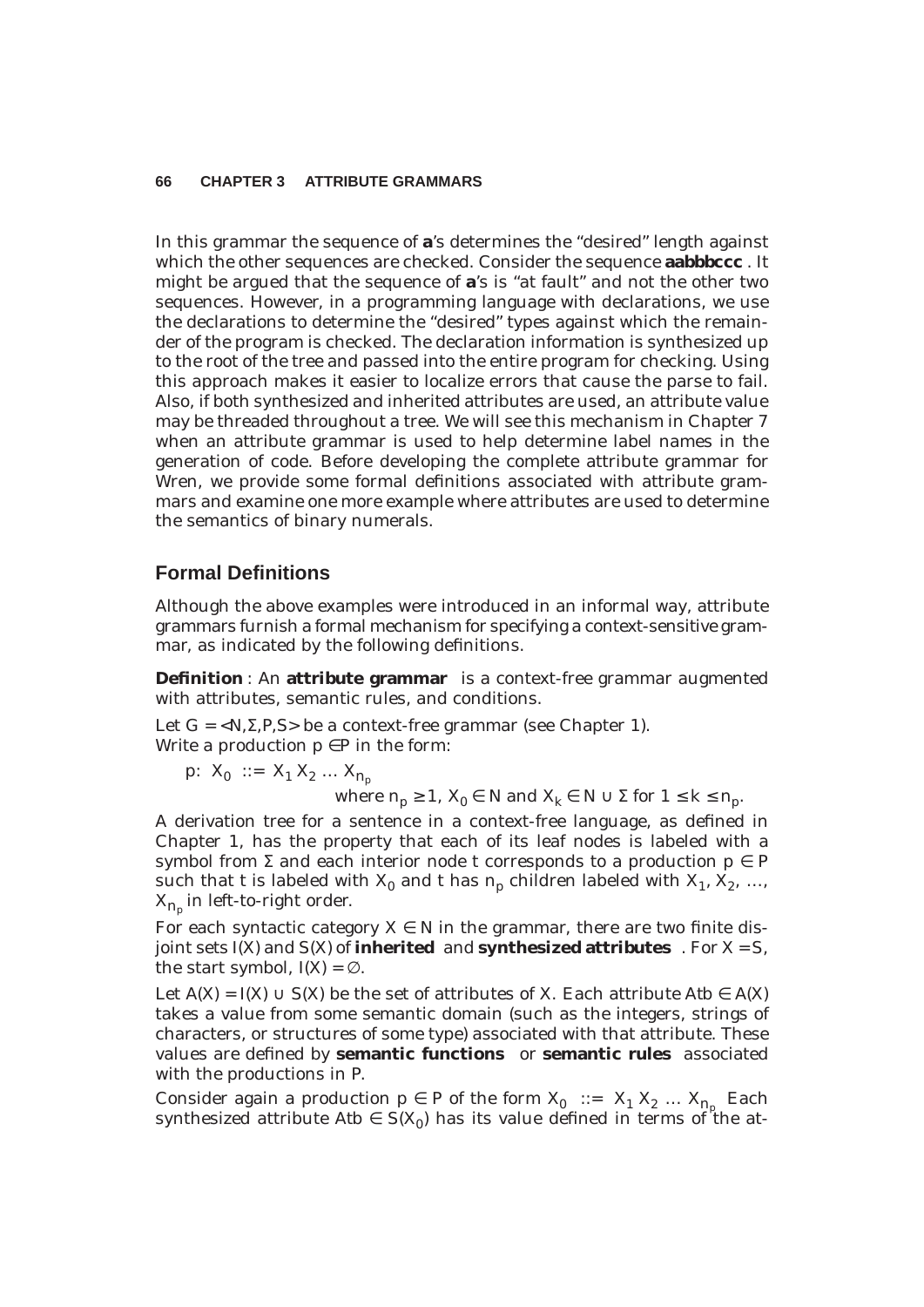In this grammar the sequence of **a**'s determines the "desired" length against which the other sequences are checked. Consider the sequence **aabbbccc** . It might be argued that the sequence of **a**'s is "at fault" and not the other two sequences. However, in a programming language with declarations, we use the declarations to determine the "desired" types against which the remainder of the program is checked. The declaration information is synthesized up to the root of the tree and passed into the entire program for checking. Using this approach makes it easier to localize errors that cause the parse to fail. Also, if both synthesized and inherited attributes are used, an attribute value may be threaded throughout a tree. We will see this mechanism in Chapter 7 when an attribute grammar is used to help determine label names in the generation of code. Before developing the complete attribute grammar for Wren, we provide some formal definitions associated with attribute grammars and examine one more example where attributes are used to determine the semantics of binary numerals.

## Formal Definitions

Although the above examples were introduced in an informal way, attribute grammars furnish a formal mechanism for specifying a context-sensitive grammar, as indicated by the following definitions.

**Definition** : An **attribute grammar** is a context-free grammar augmented with attributes, semantic rules, and conditions.

Let $G = \langle N,\Sigma,P,S \rangle$ be a context-free grammar (see Chapter 1).
Write a production $p \in P$ in the form:

$$p:\ X_0 ::= X_1\, X_2 \ldots X_{n_p}$$

where $n_p \geq 1$, $X_0 \in N$ and $X_k \in N \cup \Sigma$ for $1 \leq k \leq n_p$.

A derivation tree for a sentence in a context-free language, as defined in Chapter 1, has the property that each of its leaf nodes is labeled with a symbol from $\Sigma$ and each interior node t corresponds to a production $p \in P$ such that t is labeled with $X_0$ and t has $n_p$ children labeled with $X_1$, $X_2$, …, $X_{n_p}$ in left-to-right order.

For each syntactic category $X \in N$ in the grammar, there are two finite disjoint sets $I(X)$ and $S(X)$ of **inherited** and **synthesized attributes** . For $X = S$, the start symbol, $I(X) = \varnothing$.

Let $A(X) = I(X) \cup S(X)$ be the set of attributes of X. Each attribute $Atb \in A(X)$ takes a value from some semantic domain (such as the integers, strings of characters, or structures of some type) associated with that attribute. These values are defined by **semantic functions** or **semantic rules** associated with the productions in P.

Consider again a production $p \in P$ of the form $X_0 ::= X_1\, X_2 \ldots X_{n_p}$ Each synthesized attribute $Atb \in S(X_0)$ has its value defined in terms of the at-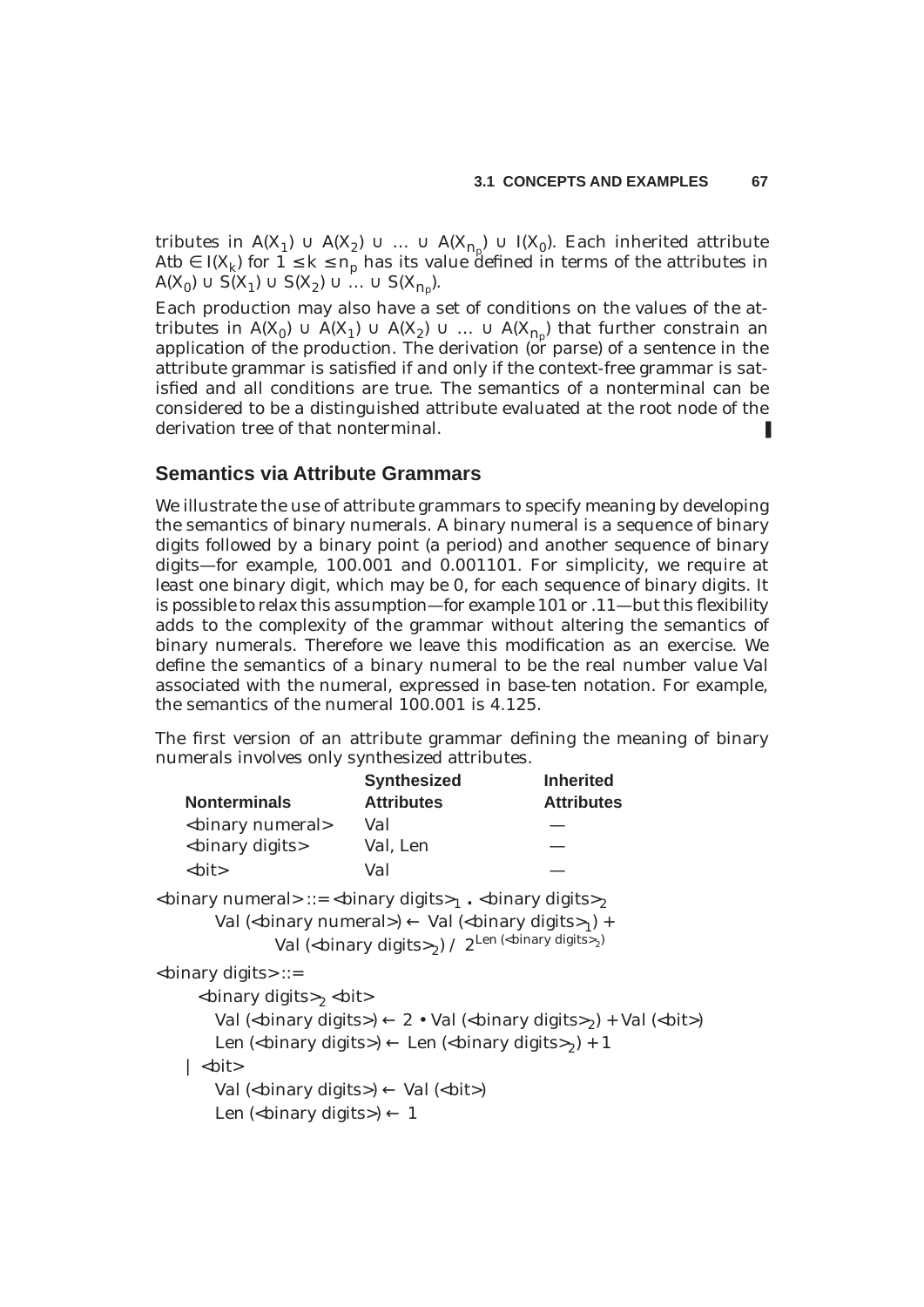tributes in $A(X_1) \cup A(X_2) \cup \ldots \cup A(X_{n_p}) \cup I(X_0)$. Each inherited attribute $Atb \in I(X_k)$ for $1 \le k \le n_p$ has its value defined in terms of the attributes in $A(X_0) \cup S(X_1) \cup S(X_2) \cup \ldots \cup S(X_{n_p})$.

Each production may also have a set of conditions on the values of the attributes in $A(X_0) \cup A(X_1) \cup A(X_2) \cup \ldots \cup A(X_{n_p})$ that further constrain an application of the production. The derivation (or parse) of a sentence in the attribute grammar is satisfied if and only if the context-free grammar is satisfied and all conditions are true. The semantics of a nonterminal can be considered to be a distinguished attribute evaluated at the root node of the derivation tree of that nonterminal. ❚

## Semantics via Attribute Grammars

We illustrate the use of attribute grammars to specify meaning by developing the semantics of binary numerals. A binary numeral is a sequence of binary digits followed by a binary point (a period) and another sequence of binary digits—for example, 100.001 and 0.001101. For simplicity, we require at least one binary digit, which may be 0, for each sequence of binary digits. It is possible to relax this assumption—for example 101 or .11—but this flexibility adds to the complexity of the grammar without altering the semantics of binary numerals. Therefore we leave this modification as an exercise. We define the semantics of a binary numeral to be the real number value Val associated with the numeral, expressed in base-ten notation. For example, the semantics of the numeral 100.001 is 4.125.

The first version of an attribute grammar defining the meaning of binary numerals involves only synthesized attributes.

| Nonterminals | Synthesized Attributes | Inherited Attributes |
|---|---|---|
| <binary numeral> | Val | — |
| <binary digits> | Val, Len | — |
| <bit> | Val | — |

```
<binary numeral> ::= <binary digits>1 . <binary digits>2
        Val (<binary numeral>) ← Val (<binary digits>1) +
                Val (<binary digits>2) / 2^Len (<binary digits>2)

<binary digits> ::=
        <binary digits>2 <bit>
          Val (<binary digits>) ← 2 • Val (<binary digits>2) + Val (<bit>)
          Len (<binary digits>) ← Len (<binary digits>2) + 1
      | <bit>
          Val (<binary digits>) ← Val (<bit>)
          Len (<binary digits>) ← 1
```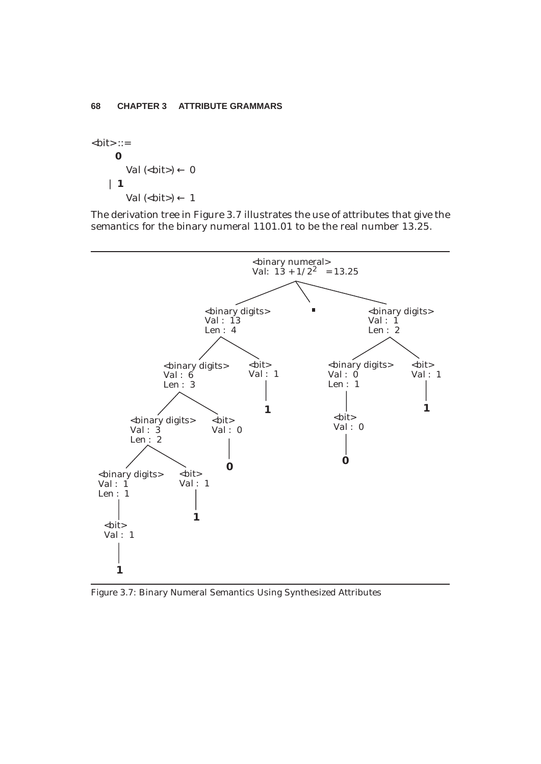```
<bit> ::=
    0
        Val (<bit>) ← 0
  | 1
        Val (<bit>) ← 1
```

The derivation tree in Figure 3.7 illustrates the use of attributes that give the semantics for the binary numeral 1101.01 to be the real number 13.25.

```
<binary numeral>
Val: 13 + 1/2^2 = 13.25
├── <binary digits>  Val: 13  Len: 4
│   ├── <binary digits>  Val: 6  Len: 3
│   │   ├── <binary digits>  Val: 3  Len: 2
│   │   │   ├── <binary digits>  Val: 1  Len: 1
│   │   │   │   └── <bit>  Val: 1
│   │   │   │       └── 1
│   │   │   └── <bit>  Val: 1
│   │   │       └── 1
│   │   └── <bit>  Val: 0
│   │       └── 0
│   └── <bit>  Val: 1
│       └── 1
├── .
└── <binary digits>  Val: 1  Len: 2
    ├── <binary digits>  Val: 0  Len: 1
    │   └── <bit>  Val: 0
    │       └── 0
    └── <bit>  Val: 1
        └── 1
```

Figure 3.7: Binary Numeral Semantics Using Synthesized Attributes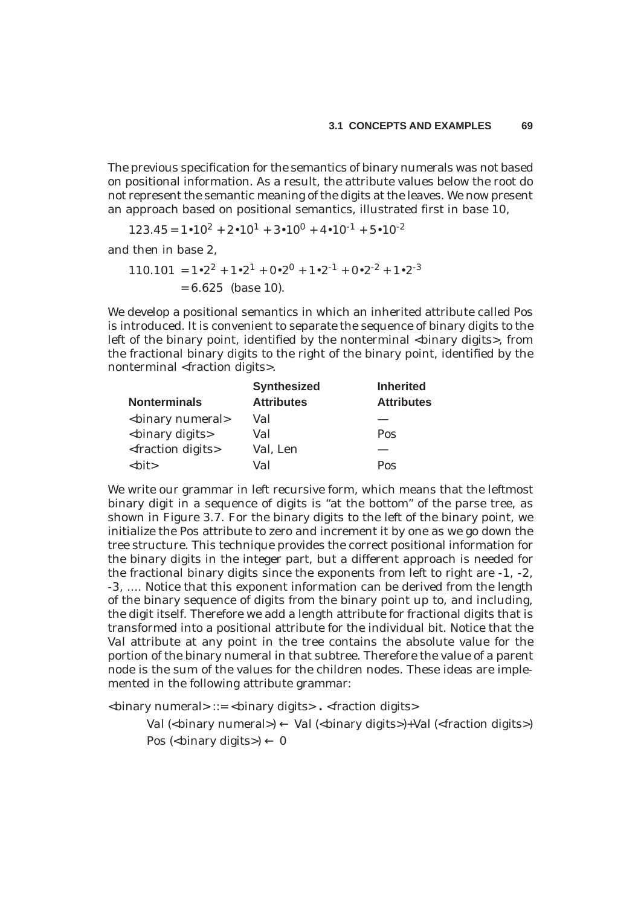The previous specification for the semantics of binary numerals was not based on positional information. As a result, the attribute values below the root do not represent the semantic meaning of the digits at the leaves. We now present an approach based on positional semantics, illustrated first in base 10,

$$123.45 = 1\bullet10^2 + 2\bullet10^1 + 3\bullet10^0 + 4\bullet10^{-1} + 5\bullet10^{-2}$$

and then in base 2,

$$\begin{aligned} 110.101 &= 1\bullet2^2 + 1\bullet2^1 + 0\bullet2^0 + 1\bullet2^{-1} + 0\bullet2^{-2} + 1\bullet2^{-3} \\ &= 6.625 \text{ (base 10).} \end{aligned}$$

We develop a positional semantics in which an inherited attribute called Pos is introduced. It is convenient to separate the sequence of binary digits to the left of the binary point, identified by the nonterminal <binary digits>, from the fractional binary digits to the right of the binary point, identified by the nonterminal <fraction digits>.

| Nonterminals | Synthesized Attributes | Inherited Attributes |
|---|---|---|
| <binary numeral> | Val | — |
| <binary digits> | Val | Pos |
| <fraction digits> | Val, Len | — |
| <bit> | Val | Pos |

We write our grammar in left recursive form, which means that the leftmost binary digit in a sequence of digits is "at the bottom" of the parse tree, as shown in Figure 3.7. For the binary digits to the left of the binary point, we initialize the Pos attribute to zero and increment it by one as we go down the tree structure. This technique provides the correct positional information for the binary digits in the integer part, but a different approach is needed for the fractional binary digits since the exponents from left to right are -1, -2, -3, …. Notice that this exponent information can be derived from the length of the binary sequence of digits from the binary point up to, and including, the digit itself. Therefore we add a length attribute for fractional digits that is transformed into a positional attribute for the individual bit. Notice that the Val attribute at any point in the tree contains the absolute value for the portion of the binary numeral in that subtree. Therefore the value of a parent node is the sum of the values for the children nodes. These ideas are implemented in the following attribute grammar:

<binary numeral> ::= <binary digits> **.** <fraction digits>

> Val (<binary numeral>) ← Val (<binary digits>)+Val (<fraction digits>)
>
> Pos (<binary digits>) ← 0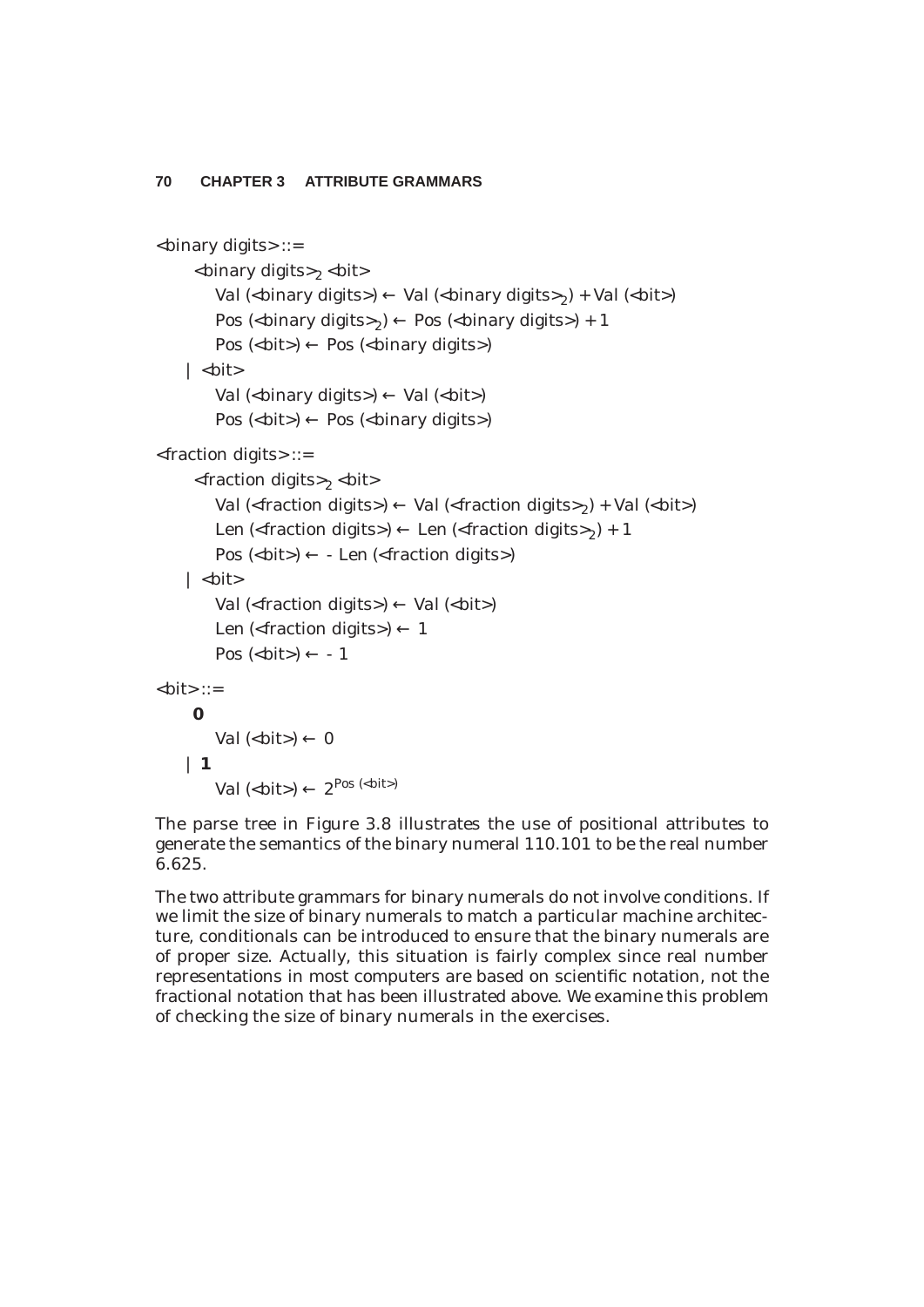```
<binary digits> ::=
      <binary digits>₂ <bit>
          Val (<binary digits>) ← Val (<binary digits>₂) + Val (<bit>)
          Pos (<binary digits>₂) ← Pos (<binary digits>) + 1
          Pos (<bit>) ← Pos (<binary digits>)
    | <bit>
          Val (<binary digits>) ← Val (<bit>)
          Pos (<bit>) ← Pos (<binary digits>)

<fraction digits> ::=
      <fraction digits>₂ <bit>
          Val (<fraction digits>) ← Val (<fraction digits>₂) + Val (<bit>)
          Len (<fraction digits>) ← Len (<fraction digits>₂) + 1
          Pos (<bit>) ← - Len (<fraction digits>)
    | <bit>
          Val (<fraction digits>) ← Val (<bit>)
          Len (<fraction digits>) ← 1
          Pos (<bit>) ← - 1

<bit> ::=
     0
          Val (<bit>) ← 0
    | 1
          Val (<bit>) ← 2^Pos (<bit>)
```

The parse tree in Figure 3.8 illustrates the use of positional attributes to generate the semantics of the binary numeral 110.101 to be the real number 6.625.

The two attribute grammars for binary numerals do not involve conditions. If we limit the size of binary numerals to match a particular machine architecture, conditionals can be introduced to ensure that the binary numerals are of proper size. Actually, this situation is fairly complex since real number representations in most computers are based on scientific notation, not the fractional notation that has been illustrated above. We examine this problem of checking the size of binary numerals in the exercises.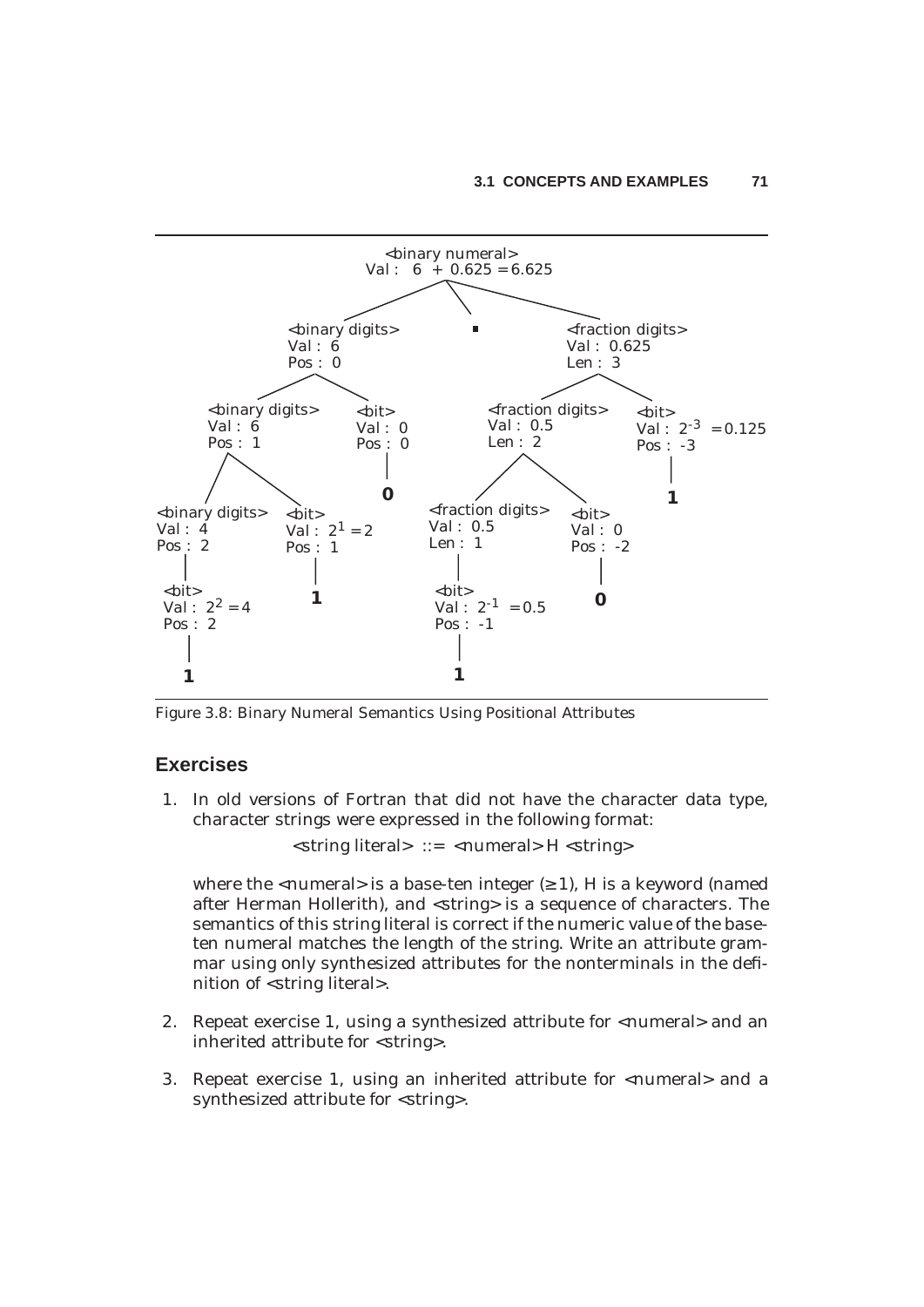```
                              <binary numeral>
                              Val : 6 + 0.625 = 6.625
                 /                    |                    \
     <binary digits>                  .               <fraction digits>
     Val : 6                                          Val : 0.625
     Pos : 0                                          Len : 3
       /          \                                    /            \
<binary digits>   <bit>                  <fraction digits>          <bit>
Val : 6           Val : 0                Val : 0.5                  Val : 2^-3 = 0.125
Pos : 1           Pos : 0                Len : 2                    Pos : -3
  /        \        |                      /          \               |
<binary digits> <bit>  0          <fraction digits>   <bit>           1
Val : 4     Val : 2^1 = 2         Val : 0.5           Val : 0
Pos : 2     Pos : 1               Len : 1             Pos : -2
   |           |                     |                  |
<bit>          1                   <bit>                0
Val : 2^2 = 4                      Val : 2^-1 = 0.5
Pos : 2                            Pos : -1
   |                                  |
   1                                  1
```

Figure 3.8: Binary Numeral Semantics Using Positional Attributes

## Exercises

1. In old versions of Fortran that did not have the character data type, character strings were expressed in the following format:

   <string literal> ::= <numeral> H <string>

   where the <numeral> is a base-ten integer ($\geq 1$), H is a keyword (named after Herman Hollerith), and <string> is a sequence of characters. The semantics of this string literal is correct if the numeric value of the base-ten numeral matches the length of the string. Write an attribute grammar using only synthesized attributes for the nonterminals in the definition of <string literal>.

2. Repeat exercise 1, using a synthesized attribute for <numeral> and an inherited attribute for <string>.

3. Repeat exercise 1, using an inherited attribute for <numeral> and a synthesized attribute for <string>.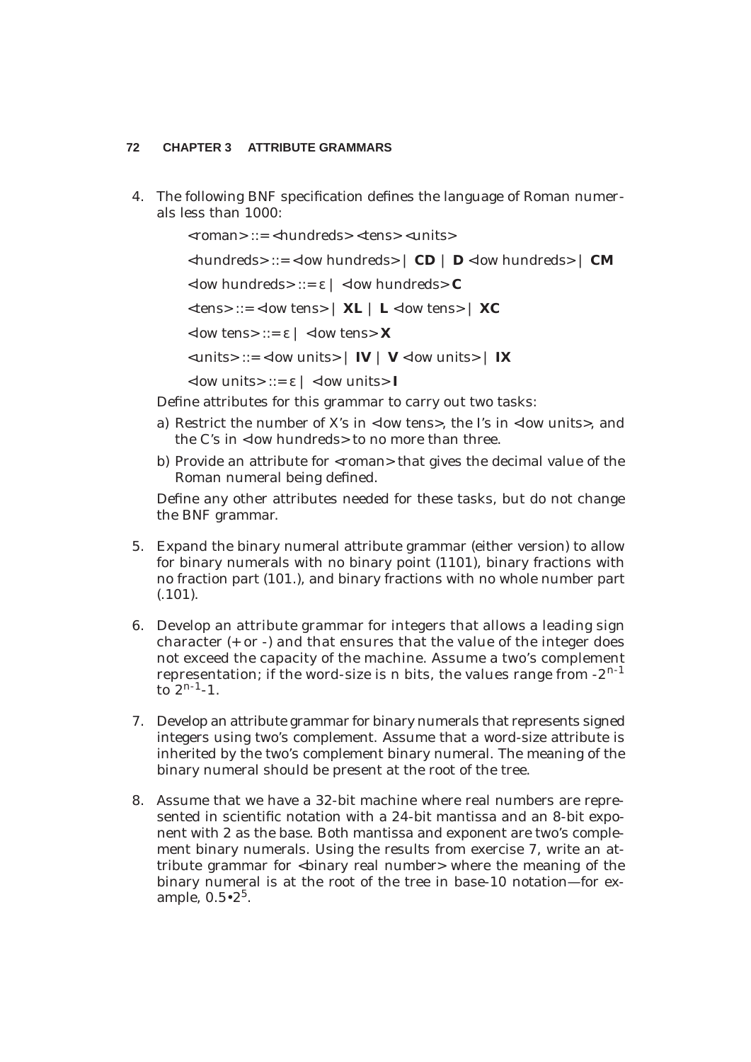4. The following BNF specification defines the language of Roman numerals less than 1000:

   <roman> ::= <hundreds> <tens> <units>

   <hundreds> ::= <low hundreds> | **CD** | **D** <low hundreds> | **CM**

   <low hundreds> ::= ε | <low hundreds> **C**

   <tens> ::= <low tens> | **XL** | **L** <low tens> | **XC**

   <low tens> ::= ε | <low tens> **X**

   <units> ::= <low units> | **IV** | **V** <low units> | **IX**

   <low units> ::= ε | <low units> **I**

   Define attributes for this grammar to carry out two tasks:

   a) Restrict the number of X's in <low tens>, the I's in <low units>, and the C's in <low hundreds> to no more than three.

   b) Provide an attribute for <roman> that gives the decimal value of the Roman numeral being defined.

   Define any other attributes needed for these tasks, but do not change the BNF grammar.

5. Expand the binary numeral attribute grammar (either version) to allow for binary numerals with no binary point (1101), binary fractions with no fraction part (101.), and binary fractions with no whole number part (.101).

6. Develop an attribute grammar for integers that allows a leading sign character (+ or -) and that ensures that the value of the integer does not exceed the capacity of the machine. Assume a two's complement representation; if the word-size is n bits, the values range from $-2^{n-1}$ to $2^{n-1}-1$.

7. Develop an attribute grammar for binary numerals that represents signed integers using two's complement. Assume that a word-size attribute is inherited by the two's complement binary numeral. The meaning of the binary numeral should be present at the root of the tree.

8. Assume that we have a 32-bit machine where real numbers are represented in scientific notation with a 24-bit mantissa and an 8-bit exponent with 2 as the base. Both mantissa and exponent are two's complement binary numerals. Using the results from exercise 7, write an attribute grammar for <binary real number> where the meaning of the binary numeral is at the root of the tree in base-10 notation—for example, $0.5 \bullet 2^5$.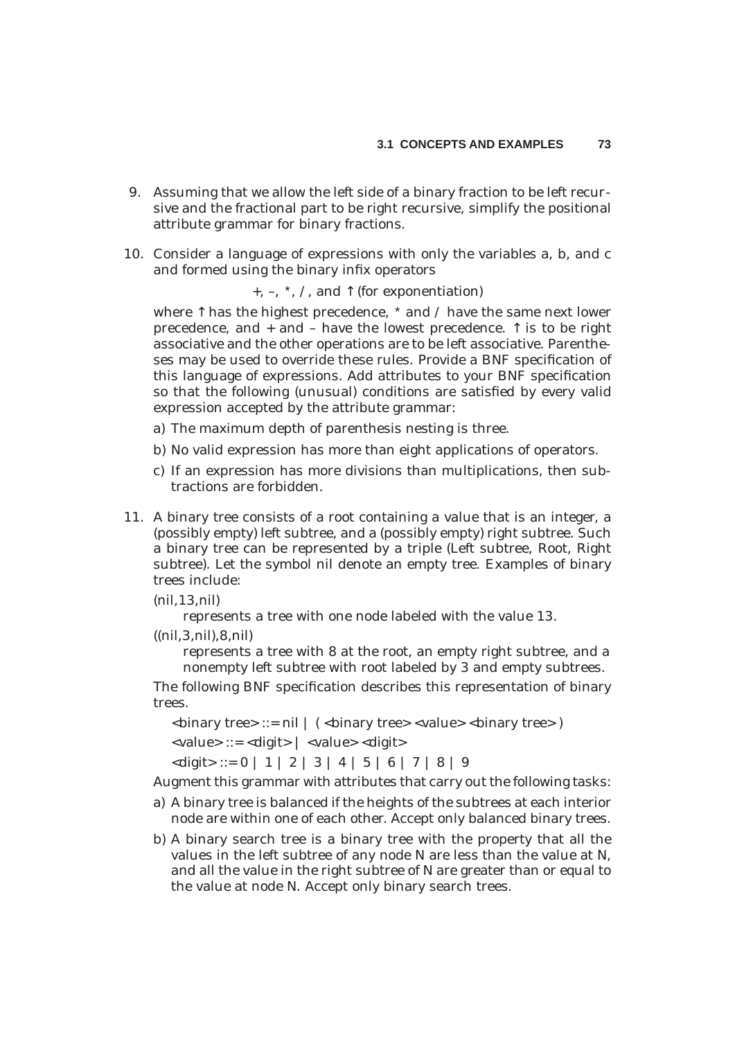9. Assuming that we allow the left side of a binary fraction to be left recursive and the fractional part to be right recursive, simplify the positional attribute grammar for binary fractions.

10. Consider a language of expressions with only the variables a, b, and c and formed using the binary infix operators

    +, –, *, /, and ↑ (for exponentiation)

    where ↑ has the highest precedence, * and / have the same next lower precedence, and + and – have the lowest precedence. ↑ is to be right associative and the other operations are to be left associative. Parentheses may be used to override these rules. Provide a BNF specification of this language of expressions. Add attributes to your BNF specification so that the following (unusual) conditions are satisfied by every valid expression accepted by the attribute grammar:

    a) The maximum depth of parenthesis nesting is three.

    b) No valid expression has more than eight applications of operators.

    c) If an expression has more divisions than multiplications, then subtractions are forbidden.

11. A binary tree consists of a root containing a value that is an integer, a (possibly empty) left subtree, and a (possibly empty) right subtree. Such a binary tree can be represented by a triple (Left subtree, Root, Right subtree). Let the symbol nil denote an empty tree. Examples of binary trees include:

    (nil,13,nil)

    represents a tree with one node labeled with the value 13.

    ((nil,3,nil),8,nil)

    represents a tree with 8 at the root, an empty right subtree, and a nonempty left subtree with root labeled by 3 and empty subtrees.

    The following BNF specification describes this representation of binary trees.

    <binary tree> ::= nil | ( <binary tree> <value> <binary tree> )

    <value> ::= <digit> | <value> <digit>

    <digit> ::= 0 | 1 | 2 | 3 | 4 | 5 | 6 | 7 | 8 | 9

    Augment this grammar with attributes that carry out the following tasks:

    a) A binary tree is balanced if the heights of the subtrees at each interior node are within one of each other. Accept only balanced binary trees.

    b) A binary search tree is a binary tree with the property that all the values in the left subtree of any node N are less than the value at N, and all the value in the right subtree of N are greater than or equal to the value at node N. Accept only binary search trees.